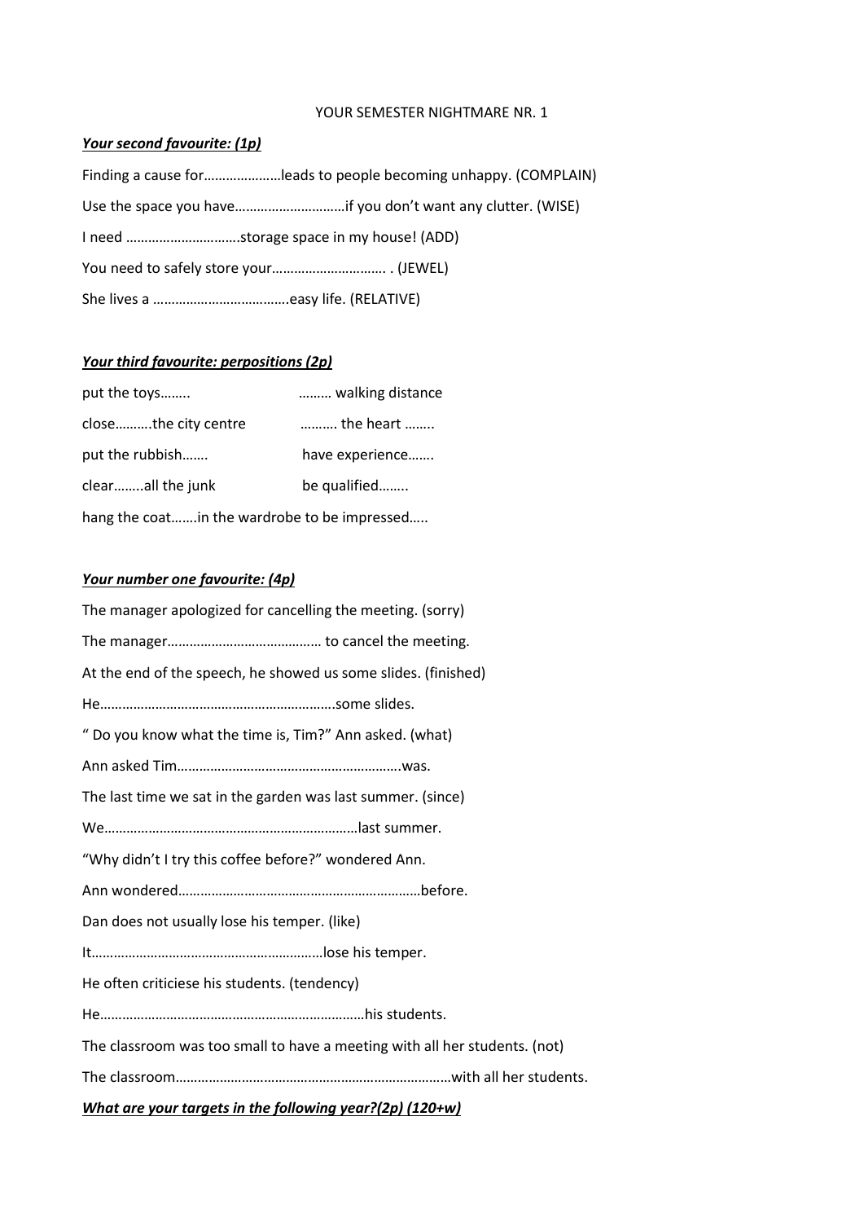YOUR SEMESTER NIGHTMARE NR. 1

***Your second favourite: (1p)***

Finding a cause for…………………leads to people becoming unhappy. (COMPLAIN)

Use the space you have…………………………if you don't want any clutter. (WISE)

I need …………………………storage space in my house! (ADD)

You need to safely store your…………………………. . (JEWEL)

She lives a ……………………………….easy life. (RELATIVE)

***Your third favourite: perpositions (2p)***

put the toys……..          ……… walking distance

close……….the city centre          ………. the heart ……..

put the rubbish…….          have experience…….

clear……..all the junk          be qualified……..

hang the coat…….in the wardrobe to be impressed…..

***Your number one favourite: (4p)***

The manager apologized for cancelling the meeting. (sorry)

The manager…………………………………… to cancel the meeting.

At the end of the speech, he showed us some slides. (finished)

He……………………………………………………..some slides.

" Do you know what the time is, Tim?" Ann asked. (what)

Ann asked Tim…………………………………………………..was.

The last time we sat in the garden was last summer. (since)

We……………………………………………………………last summer.

"Why didn't I try this coffee before?" wondered Ann.

Ann wondered…………………………………………………………before.

Dan does not usually lose his temper. (like)

It…………………………………………………….lose his temper.

He often criticiese his students. (tendency)

He………………………………………………………………his students.

The classroom was too small to have a meeting with all her students. (not)

The classroom…………………………………………………………………with all her students.

***What are your targets in the following year?(2p) (120+w)***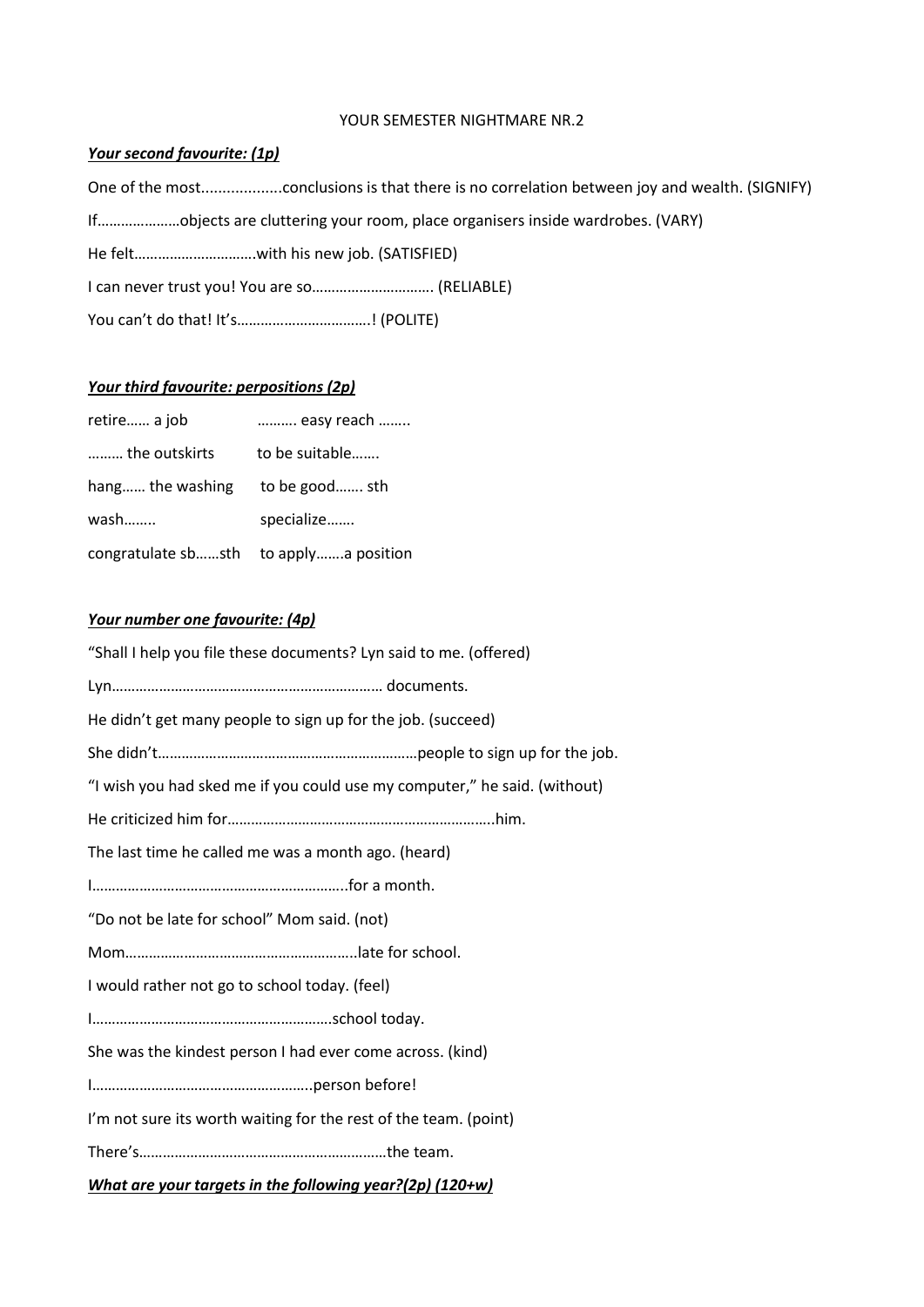YOUR SEMESTER NIGHTMARE NR.2

***Your second favourite: (1p)***

One of the most...................conclusions is that there is no correlation between joy and wealth. (SIGNIFY)

If…………………objects are cluttering your room, place organisers inside wardrobes. (VARY)

He felt………………………….with his new job. (SATISFIED)

I can never trust you! You are so…………………………. (RELIABLE)

You can't do that! It's…………………………….! (POLITE)

***Your third favourite: perpositions (2p)***

| | |
|---|---|
| retire…… a job | ………. easy reach …….. |
| ……… the outskirts | to be suitable……. |
| hang…… the washing | to be good……. sth |
| wash…….. | specialize……. |
| congratulate sb……sth | to apply…….a position |

***Your number one favourite: (4p)***

"Shall I help you file these documents? Lyn said to me. (offered)

Lyn…………………………………………………………… documents.

He didn't get many people to sign up for the job. (succeed)

She didn't…………………………………………………………people to sign up for the job.

"I wish you had sked me if you could use my computer," he said. (without)

He criticized him for…………………………………………………………..him.

The last time he called me was a month ago. (heard)

I………………………………………………………..for a month.

"Do not be late for school" Mom said. (not)

Mom…………………………………………………..late for school.

I would rather not go to school today. (feel)

I……………………………………………………school today.

She was the kindest person I had ever come across. (kind)

I………………………………………………..person before!

I'm not sure its worth waiting for the rest of the team. (point)

There's………………………………………………………the team.

***What are your targets in the following year?(2p) (120+w)***